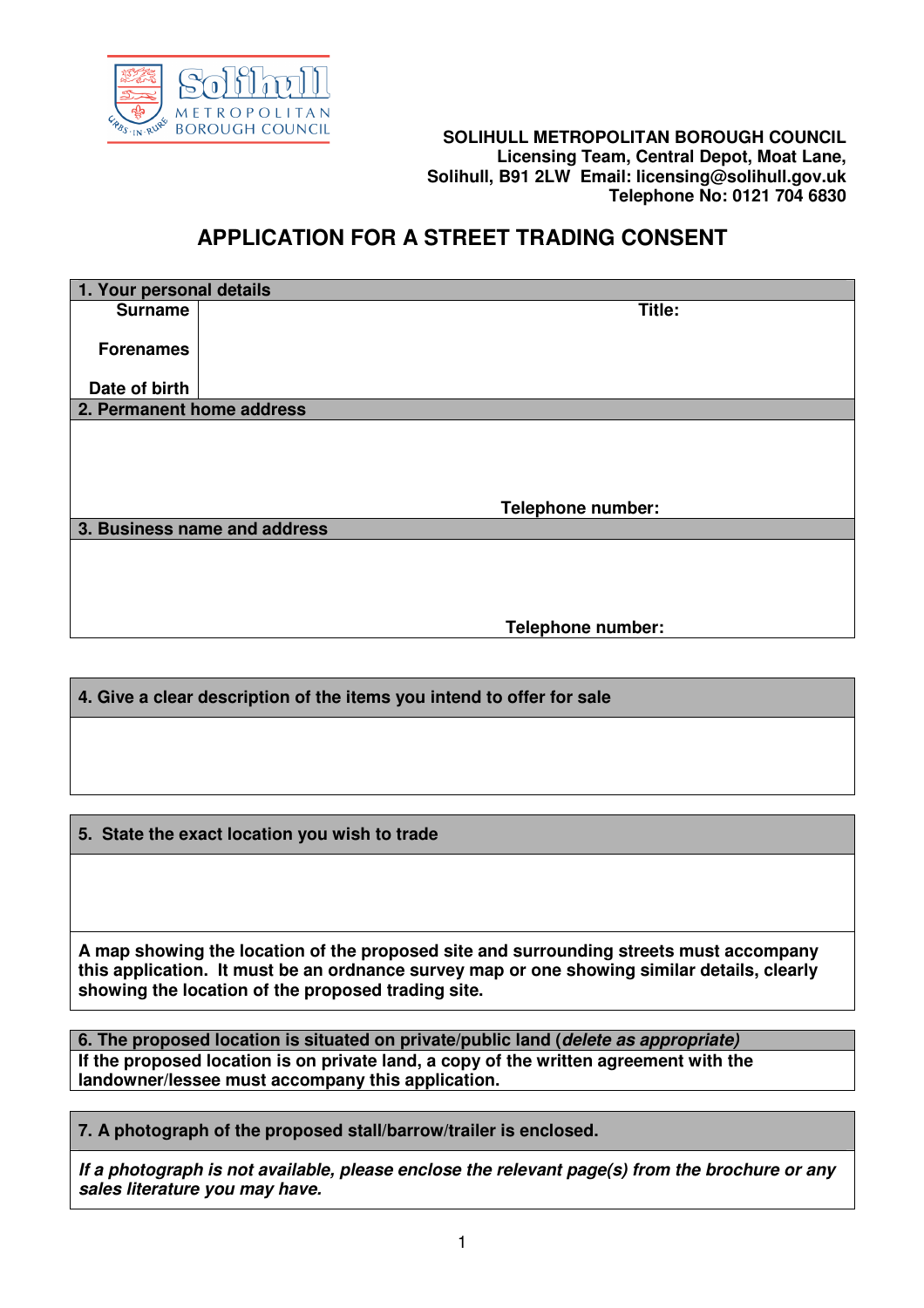SOLIHULL METROPOLITAN BOROUGH COUNCIL
Licensing Team, Central Depot, Moat Lane,
Solihull, B91 2LW Email: licensing@solihull.gov.uk
Telephone No: 0121 704 6830

# APPLICATION FOR A STREET TRADING CONSENT

**1. Your personal details**

| | | |
|---|---|---|
| **Surname** | | **Title:** |
| **Forenames** | | |
| **Date of birth** | | |

**2. Permanent home address**

**Telephone number:**

**3. Business name and address**

**Telephone number:**

**4. Give a clear description of the items you intend to offer for sale**

**5. State the exact location you wish to trade**

**A map showing the location of the proposed site and surrounding streets must accompany this application. It must be an ordnance survey map or one showing similar details, clearly showing the location of the proposed trading site.**

**6. The proposed location is situated on private/public land (*delete as appropriate*)**

**If the proposed location is on private land, a copy of the written agreement with the landowner/lessee must accompany this application.**

**7. A photograph of the proposed stall/barrow/trailer is enclosed.**

***If a photograph is not available, please enclose the relevant page(s) from the brochure or any sales literature you may have.***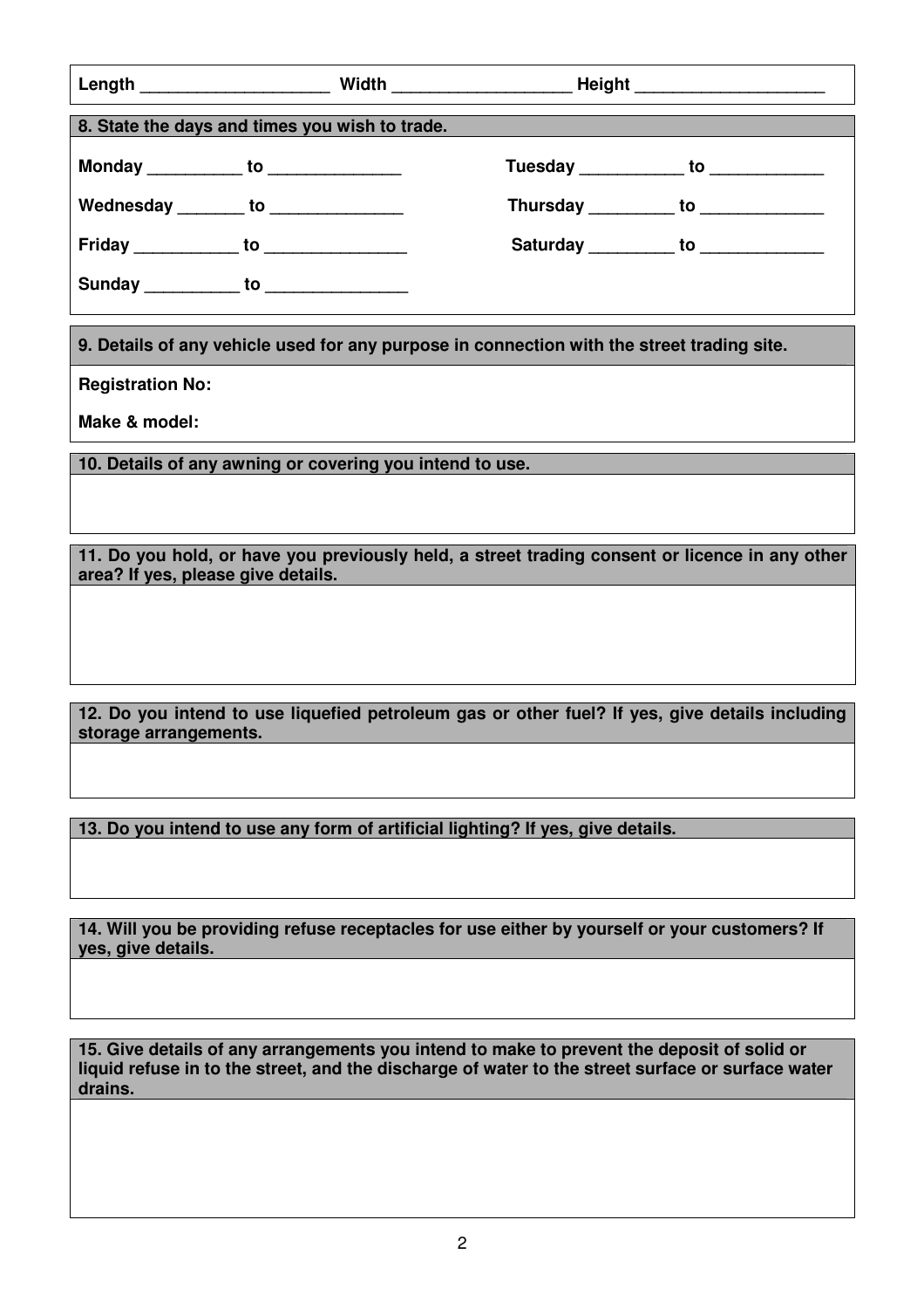**Length** ____________________ **Width** ___________________ **Height** ____________________

**8. State the days and times you wish to trade.**

**Monday** __________ **to** ______________

**Tuesday** ___________ **to** ____________

**Wednesday** _______ **to** ______________

**Thursday** _________ **to** _____________

**Friday** ___________ **to** _______________

**Saturday** _________ **to** _____________

**Sunday** __________ **to** _______________

**9. Details of any vehicle used for any purpose in connection with the street trading site.**

**Registration No:**

**Make & model:**

**10. Details of any awning or covering you intend to use.**

**11. Do you hold, or have you previously held, a street trading consent or licence in any other area? If yes, please give details.**

**12. Do you intend to use liquefied petroleum gas or other fuel? If yes, give details including storage arrangements.**

**13. Do you intend to use any form of artificial lighting? If yes, give details.**

**14. Will you be providing refuse receptacles for use either by yourself or your customers? If yes, give details.**

**15. Give details of any arrangements you intend to make to prevent the deposit of solid or liquid refuse in to the street, and the discharge of water to the street surface or surface water drains.**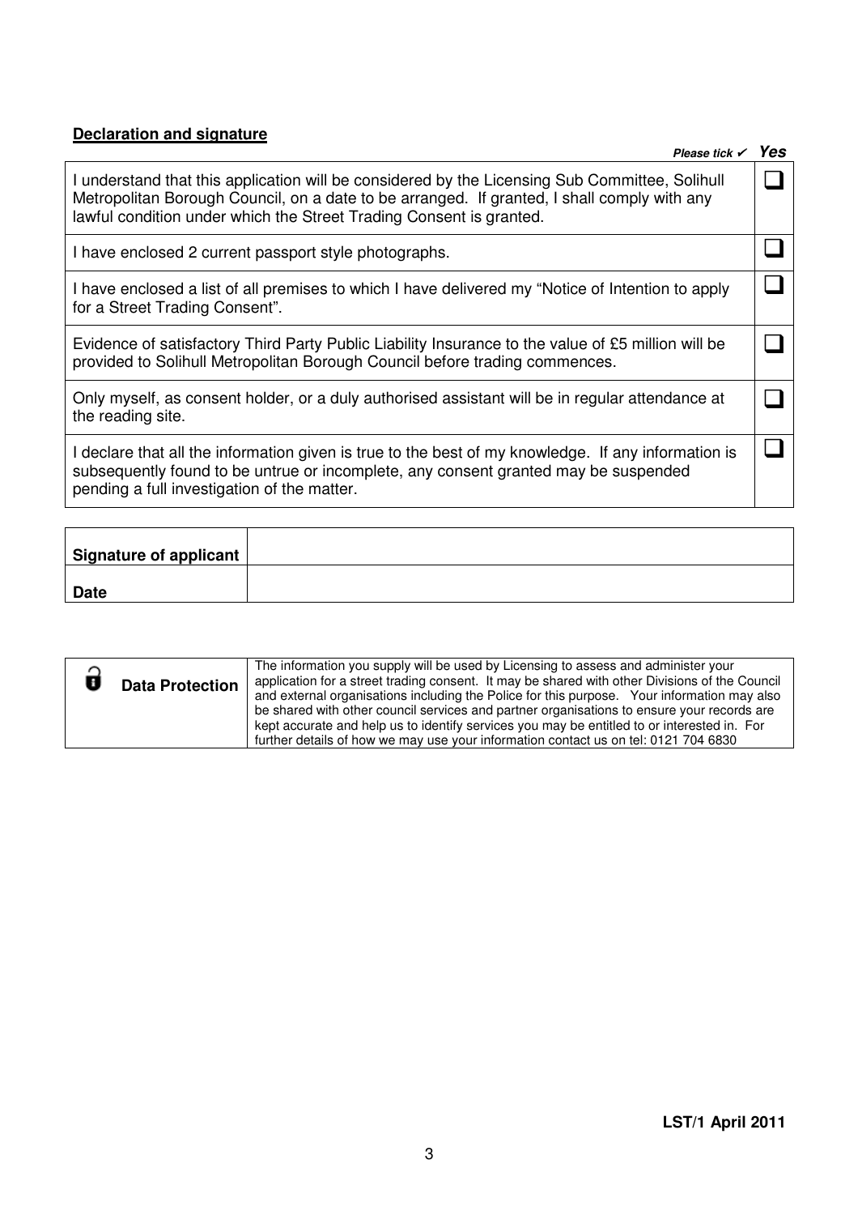**Declaration and signature**

| | *Please tick ✔ Yes* |
|---|---|
| I understand that this application will be considered by the Licensing Sub Committee, Solihull Metropolitan Borough Council, on a date to be arranged. If granted, I shall comply with any lawful condition under which the Street Trading Consent is granted. | ☐ |
| I have enclosed 2 current passport style photographs. | ☐ |
| I have enclosed a list of all premises to which I have delivered my "Notice of Intention to apply for a Street Trading Consent". | ☐ |
| Evidence of satisfactory Third Party Public Liability Insurance to the value of £5 million will be provided to Solihull Metropolitan Borough Council before trading commences. | ☐ |
| Only myself, as consent holder, or a duly authorised assistant will be in regular attendance at the reading site. | ☐ |
| I declare that all the information given is true to the best of my knowledge. If any information is subsequently found to be untrue or incomplete, any consent granted may be suspended pending a full investigation of the matter. | ☐ |

| | |
|---|---|
| **Signature of applicant** | |
| **Date** | |

| | |
|---|---|
| **Data Protection** | The information you supply will be used by Licensing to assess and administer your application for a street trading consent. It may be shared with other Divisions of the Council and external organisations including the Police for this purpose. Your information may also be shared with other council services and partner organisations to ensure your records are kept accurate and help us to identify services you may be entitled to or interested in. For further details of how we may use your information contact us on tel: 0121 704 6830 |

**LST/1 April 2011**